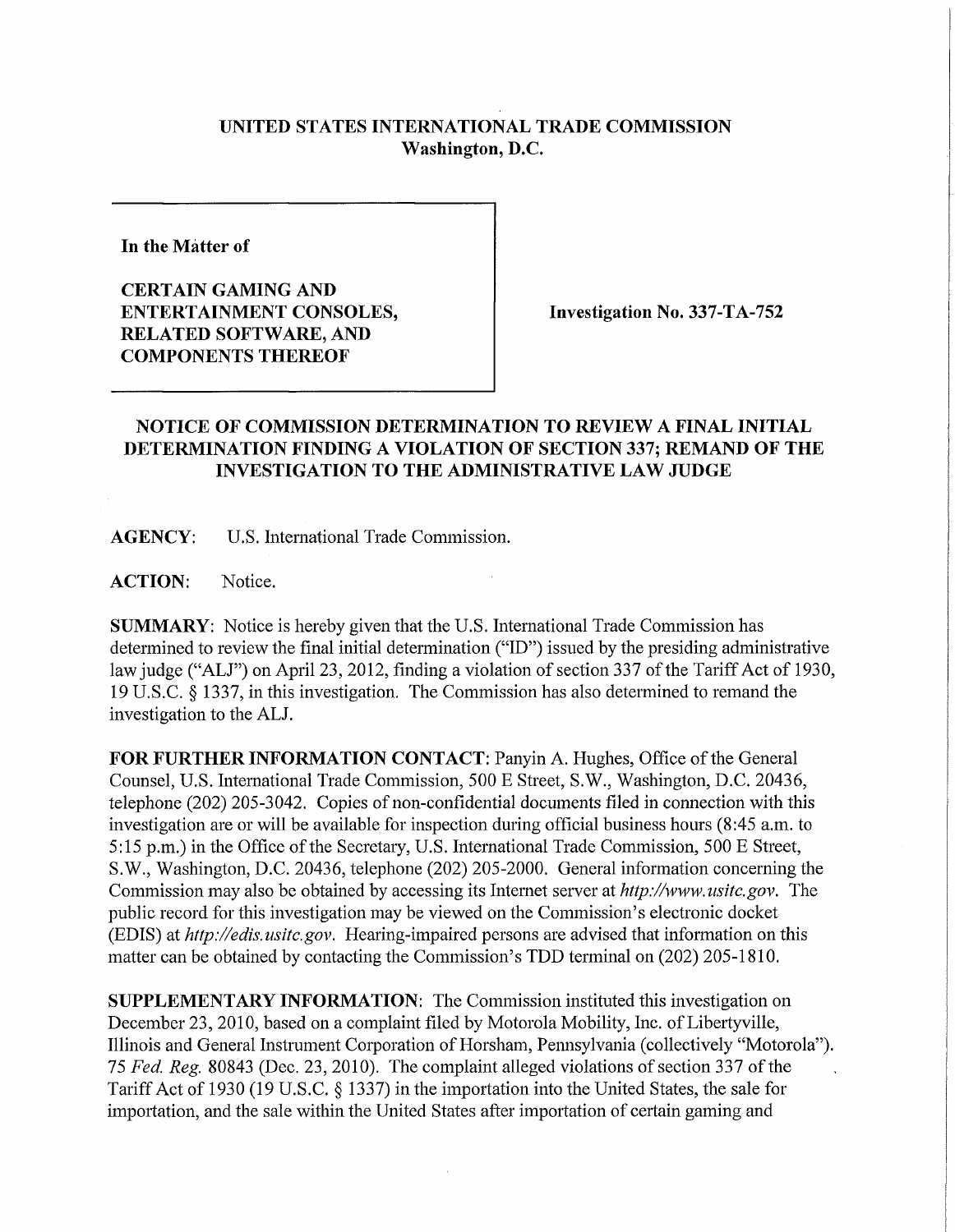**UNITED STATES INTERNATIONAL TRADE COMMISSION**
**Washington, D.C.**

| | |
|---|---|
| **In the Matter of**<br><br>**CERTAIN GAMING AND ENTERTAINMENT CONSOLES, RELATED SOFTWARE, AND COMPONENTS THEREOF** | **Investigation No. 337-TA-752** |

## NOTICE OF COMMISSION DETERMINATION TO REVIEW A FINAL INITIAL DETERMINATION FINDING A VIOLATION OF SECTION 337; REMAND OF THE INVESTIGATION TO THE ADMINISTRATIVE LAW JUDGE

**AGENCY**: U.S. International Trade Commission.

**ACTION**: Notice.

**SUMMARY**: Notice is hereby given that the U.S. International Trade Commission has determined to review the final initial determination ("ID") issued by the presiding administrative law judge ("ALJ") on April 23, 2012, finding a violation of section 337 of the Tariff Act of 1930, 19 U.S.C. § 1337, in this investigation. The Commission has also determined to remand the investigation to the ALJ.

**FOR FURTHER INFORMATION CONTACT**: Panyin A. Hughes, Office of the General Counsel, U.S. International Trade Commission, 500 E Street, S.W., Washington, D.C. 20436, telephone (202) 205-3042. Copies of non-confidential documents filed in connection with this investigation are or will be available for inspection during official business hours (8:45 a.m. to 5:15 p.m.) in the Office of the Secretary, U.S. International Trade Commission, 500 E Street, S.W., Washington, D.C. 20436, telephone (202) 205-2000. General information concerning the Commission may also be obtained by accessing its Internet server at *http://www.usitc.gov*. The public record for this investigation may be viewed on the Commission's electronic docket (EDIS) at *http://edis.usitc.gov*. Hearing-impaired persons are advised that information on this matter can be obtained by contacting the Commission's TDD terminal on (202) 205-1810.

**SUPPLEMENTARY INFORMATION**: The Commission instituted this investigation on December 23, 2010, based on a complaint filed by Motorola Mobility, Inc. of Libertyville, Illinois and General Instrument Corporation of Horsham, Pennsylvania (collectively "Motorola"). 75 *Fed. Reg.* 80843 (Dec. 23, 2010). The complaint alleged violations of section 337 of the Tariff Act of 1930 (19 U.S.C. § 1337) in the importation into the United States, the sale for importation, and the sale within the United States after importation of certain gaming and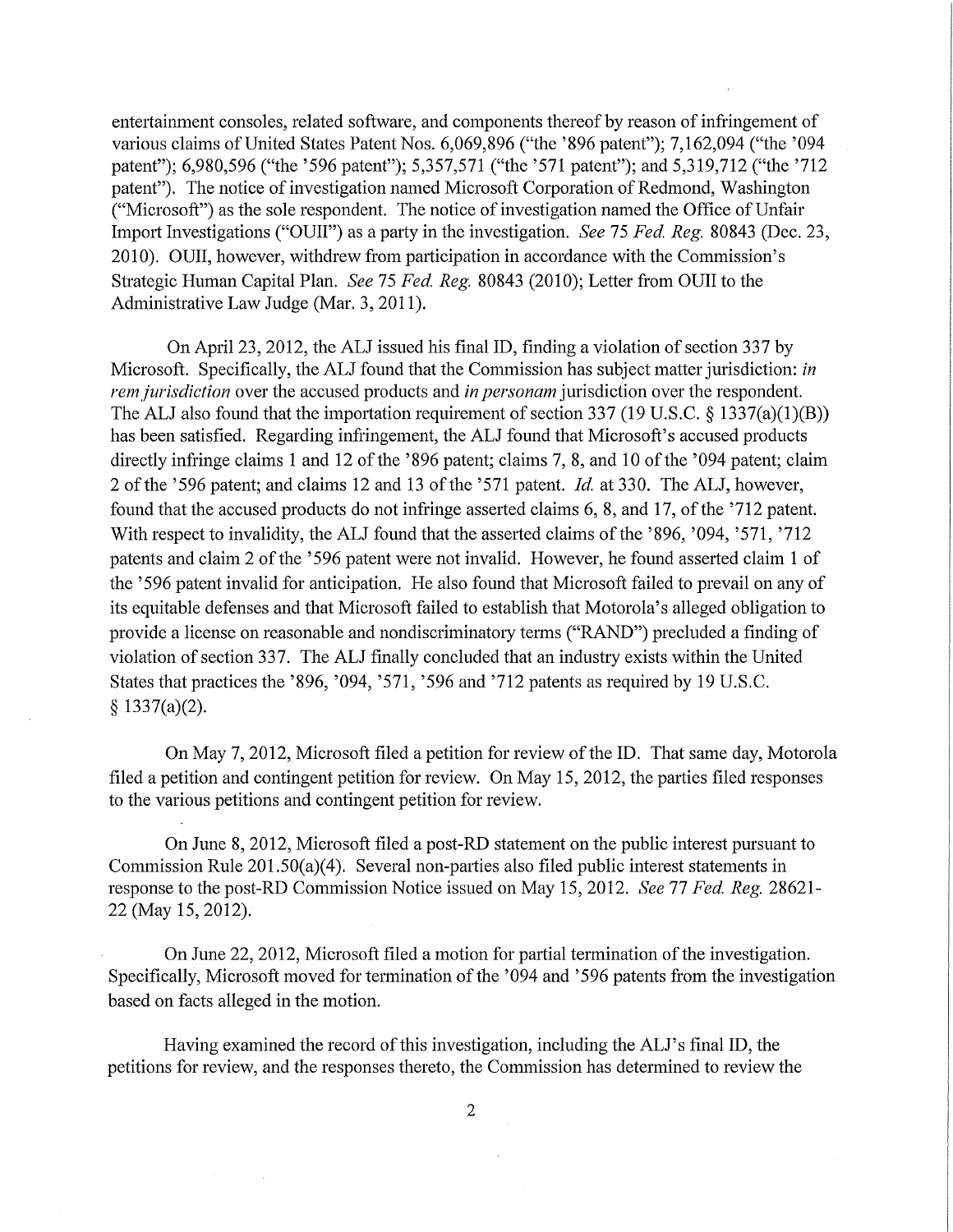entertainment consoles, related software, and components thereof by reason of infringement of various claims of United States Patent Nos. 6,069,896 ("the '896 patent"); 7,162,094 ("the '094 patent"); 6,980,596 ("the '596 patent"); 5,357,571 ("the '571 patent"); and 5,319,712 ("the '712 patent"). The notice of investigation named Microsoft Corporation of Redmond, Washington ("Microsoft") as the sole respondent. The notice of investigation named the Office of Unfair Import Investigations ("OUII") as a party in the investigation. *See* 75 *Fed. Reg.* 80843 (Dec. 23, 2010). OUII, however, withdrew from participation in accordance with the Commission's Strategic Human Capital Plan. *See* 75 *Fed. Reg.* 80843 (2010); Letter from OUII to the Administrative Law Judge (Mar. 3, 2011).

On April 23, 2012, the ALJ issued his final ID, finding a violation of section 337 by Microsoft. Specifically, the ALJ found that the Commission has subject matter jurisdiction: *in rem jurisdiction* over the accused products and *in personam* jurisdiction over the respondent. The ALJ also found that the importation requirement of section 337 (19 U.S.C. § 1337(a)(1)(B)) has been satisfied. Regarding infringement, the ALJ found that Microsoft's accused products directly infringe claims 1 and 12 of the '896 patent; claims 7, 8, and 10 of the '094 patent; claim 2 of the '596 patent; and claims 12 and 13 of the '571 patent. *Id.* at 330. The ALJ, however, found that the accused products do not infringe asserted claims 6, 8, and 17, of the '712 patent. With respect to invalidity, the ALJ found that the asserted claims of the '896, '094, '571, '712 patents and claim 2 of the '596 patent were not invalid. However, he found asserted claim 1 of the '596 patent invalid for anticipation. He also found that Microsoft failed to prevail on any of its equitable defenses and that Microsoft failed to establish that Motorola's alleged obligation to provide a license on reasonable and nondiscriminatory terms ("RAND") precluded a finding of violation of section 337. The ALJ finally concluded that an industry exists within the United States that practices the '896, '094, '571, '596 and '712 patents as required by 19 U.S.C. § 1337(a)(2).

On May 7, 2012, Microsoft filed a petition for review of the ID. That same day, Motorola filed a petition and contingent petition for review. On May 15, 2012, the parties filed responses to the various petitions and contingent petition for review.

On June 8, 2012, Microsoft filed a post-RD statement on the public interest pursuant to Commission Rule 201.50(a)(4). Several non-parties also filed public interest statements in response to the post-RD Commission Notice issued on May 15, 2012. *See* 77 *Fed. Reg.* 28621-22 (May 15, 2012).

On June 22, 2012, Microsoft filed a motion for partial termination of the investigation. Specifically, Microsoft moved for termination of the '094 and '596 patents from the investigation based on facts alleged in the motion.

Having examined the record of this investigation, including the ALJ's final ID, the petitions for review, and the responses thereto, the Commission has determined to review the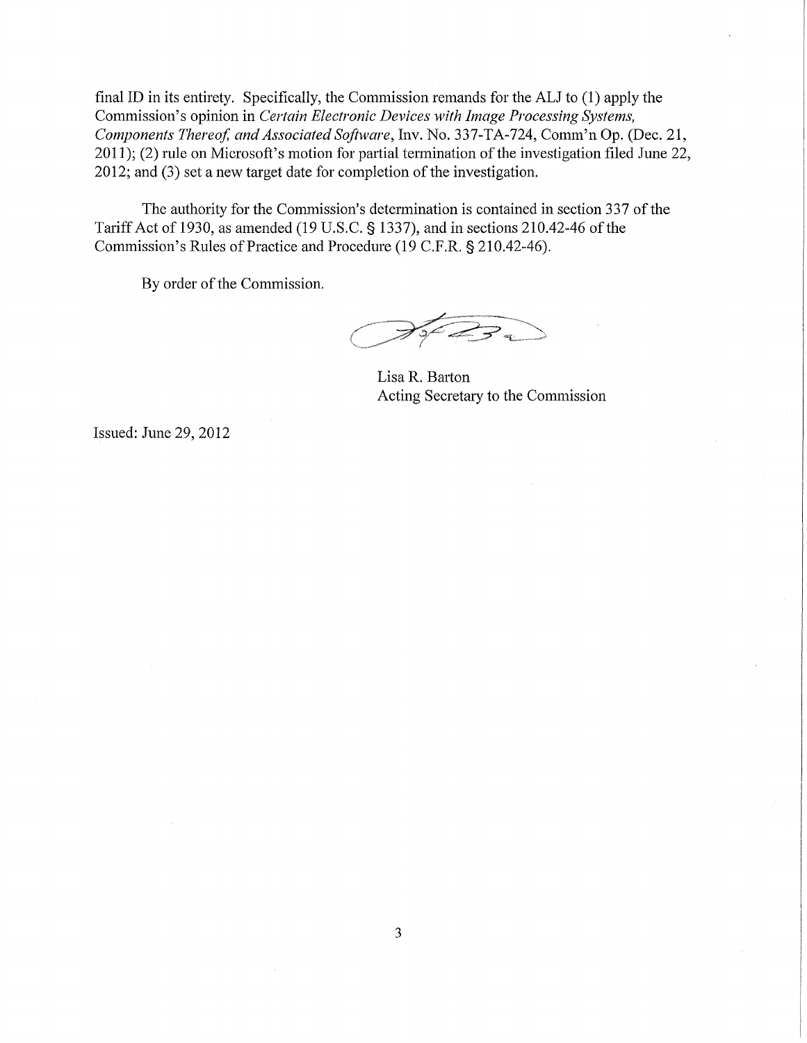final ID in its entirety. Specifically, the Commission remands for the ALJ to (1) apply the Commission's opinion in *Certain Electronic Devices with Image Processing Systems, Components Thereof, and Associated Software*, Inv. No. 337-TA-724, Comm'n Op. (Dec. 21, 2011); (2) rule on Microsoft's motion for partial termination of the investigation filed June 22, 2012; and (3) set a new target date for completion of the investigation.

The authority for the Commission's determination is contained in section 337 of the Tariff Act of 1930, as amended (19 U.S.C. § 1337), and in sections 210.42-46 of the Commission's Rules of Practice and Procedure (19 C.F.R. § 210.42-46).

By order of the Commission.

Lisa R. Barton
Acting Secretary to the Commission

Issued: June 29, 2012